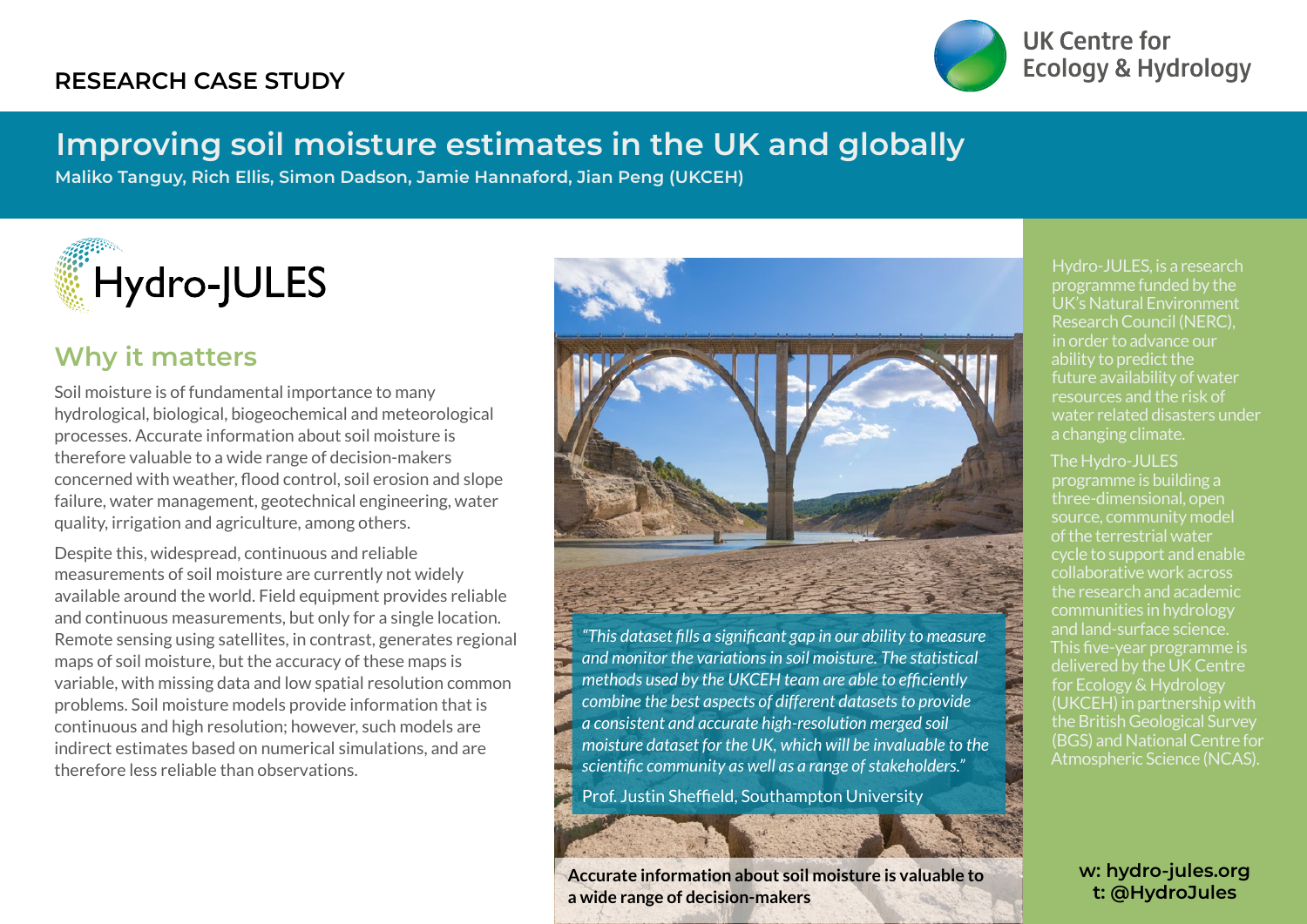RESEARCH CASE STUDY

UK Centre for Ecology & Hydrology

# Improving soil moisture estimates in the UK and globally

**Maliko Tanguy, Rich Ellis, Simon Dadson, Jamie Hannaford, Jian Peng (UKCEH)**

Hydro-JULES

## Why it matters

Soil moisture is of fundamental importance to many hydrological, biological, biogeochemical and meteorological processes. Accurate information about soil moisture is therefore valuable to a wide range of decision-makers concerned with weather, flood control, soil erosion and slope failure, water management, geotechnical engineering, water quality, irrigation and agriculture, among others.

Despite this, widespread, continuous and reliable measurements of soil moisture are currently not widely available around the world. Field equipment provides reliable and continuous measurements, but only for a single location. Remote sensing using satellites, in contrast, generates regional maps of soil moisture, but the accuracy of these maps is variable, with missing data and low spatial resolution common problems. Soil moisture models provide information that is continuous and high resolution; however, such models are indirect estimates based on numerical simulations, and are therefore less reliable than observations.

*"This dataset fills a significant gap in our ability to measure and monitor the variations in soil moisture. The statistical methods used by the UKCEH team are able to efficiently combine the best aspects of different datasets to provide a consistent and accurate high-resolution merged soil moisture dataset for the UK, which will be invaluable to the scientific community as well as a range of stakeholders."*

Prof. Justin Sheffield, Southampton University

**Accurate information about soil moisture is valuable to a wide range of decision-makers**

Hydro-JULES, is a research programme funded by the UK's Natural Environment Research Council (NERC), in order to advance our ability to predict the future availability of water resources and the risk of water related disasters under a changing climate.

The Hydro-JULES programme is building a three-dimensional, open source, community model of the terrestrial water cycle to support and enable collaborative work across the research and academic communities in hydrology and land-surface science. This five-year programme is delivered by the UK Centre for Ecology & Hydrology (UKCEH) in partnership with the British Geological Survey (BGS) and National Centre for Atmospheric Science (NCAS).

**w: hydro-jules.org**
**t: @HydroJules**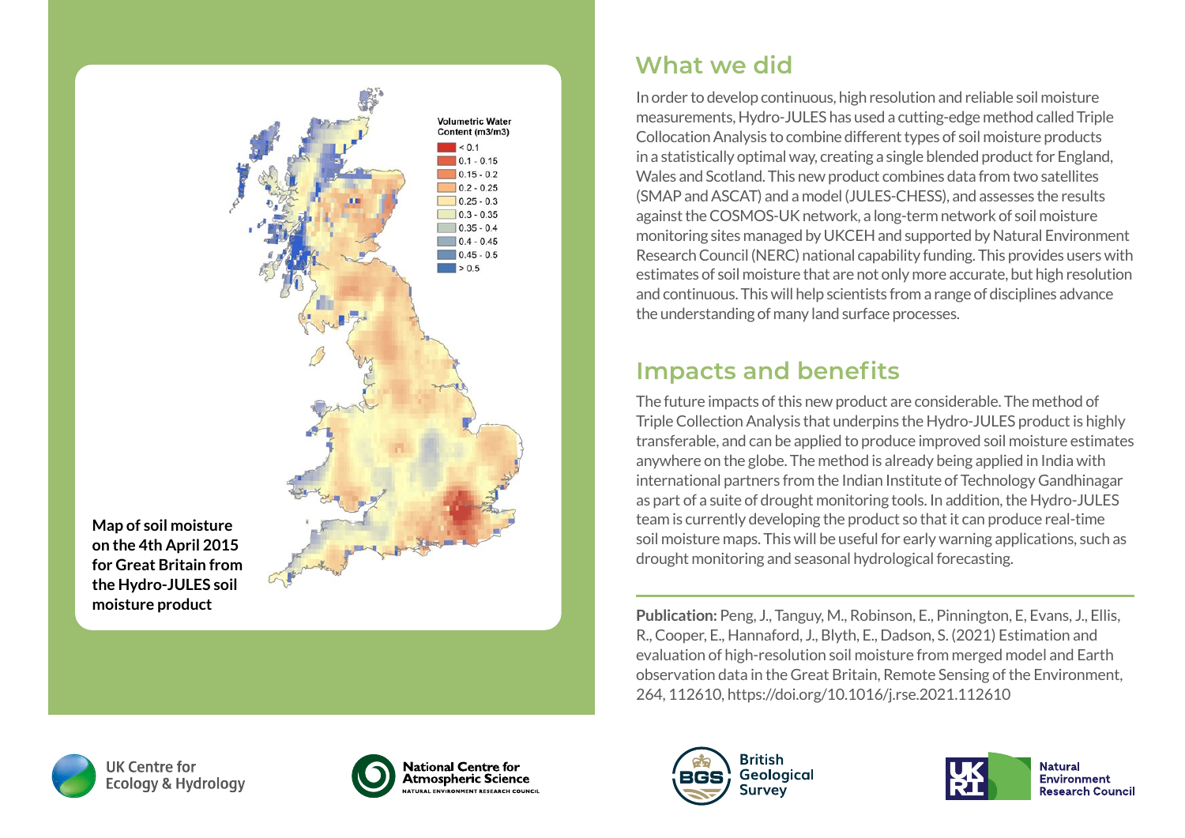Volumetric Water Content (m3/m3)

< 0.1
0.1 - 0.15
0.15 - 0.2
0.2 - 0.25
0.25 - 0.3
0.3 - 0.35
0.35 - 0.4
0.4 - 0.45
0.45 - 0.5
> 0.5

**Map of soil moisture on the 4th April 2015 for Great Britain from the Hydro-JULES soil moisture product**

## What we did

In order to develop continuous, high resolution and reliable soil moisture measurements, Hydro-JULES has used a cutting-edge method called Triple Collocation Analysis to combine different types of soil moisture products in a statistically optimal way, creating a single blended product for England, Wales and Scotland. This new product combines data from two satellites (SMAP and ASCAT) and a model (JULES-CHESS), and assesses the results against the COSMOS-UK network, a long-term network of soil moisture monitoring sites managed by UKCEH and supported by Natural Environment Research Council (NERC) national capability funding. This provides users with estimates of soil moisture that are not only more accurate, but high resolution and continuous. This will help scientists from a range of disciplines advance the understanding of many land surface processes.

## Impacts and benefits

The future impacts of this new product are considerable. The method of Triple Collection Analysis that underpins the Hydro-JULES product is highly transferable, and can be applied to produce improved soil moisture estimates anywhere on the globe. The method is already being applied in India with international partners from the Indian Institute of Technology Gandhinagar as part of a suite of drought monitoring tools. In addition, the Hydro-JULES team is currently developing the product so that it can produce real-time soil moisture maps. This will be useful for early warning applications, such as drought monitoring and seasonal hydrological forecasting.

**Publication:** Peng, J., Tanguy, M., Robinson, E., Pinnington, E, Evans, J., Ellis, R., Cooper, E., Hannaford, J., Blyth, E., Dadson, S. (2021) Estimation and evaluation of high-resolution soil moisture from merged model and Earth observation data in the Great Britain, Remote Sensing of the Environment, 264, 112610, https://doi.org/10.1016/j.rse.2021.112610

UK Centre for Ecology & Hydrology

National Centre for Atmospheric Science
NATURAL ENVIRONMENT RESEARCH COUNCIL

BGS British Geological Survey

UK Research and Innovation

Natural Environment Research Council